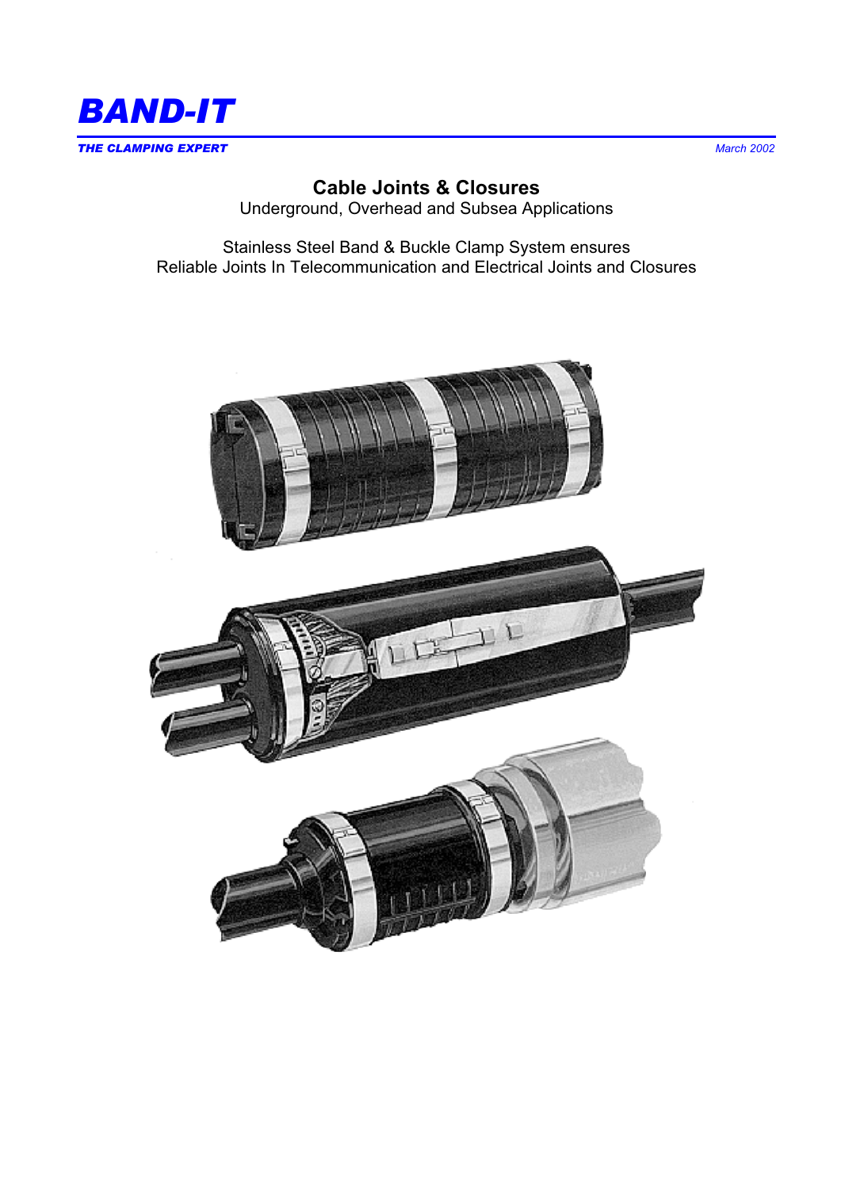# BAND-IT

***THE CLAMPING EXPERT***

*March 2002*

## Cable Joints & Closures

Underground, Overhead and Subsea Applications

Stainless Steel Band & Buckle Clamp System ensures
Reliable Joints In Telecommunication and Electrical Joints and Closures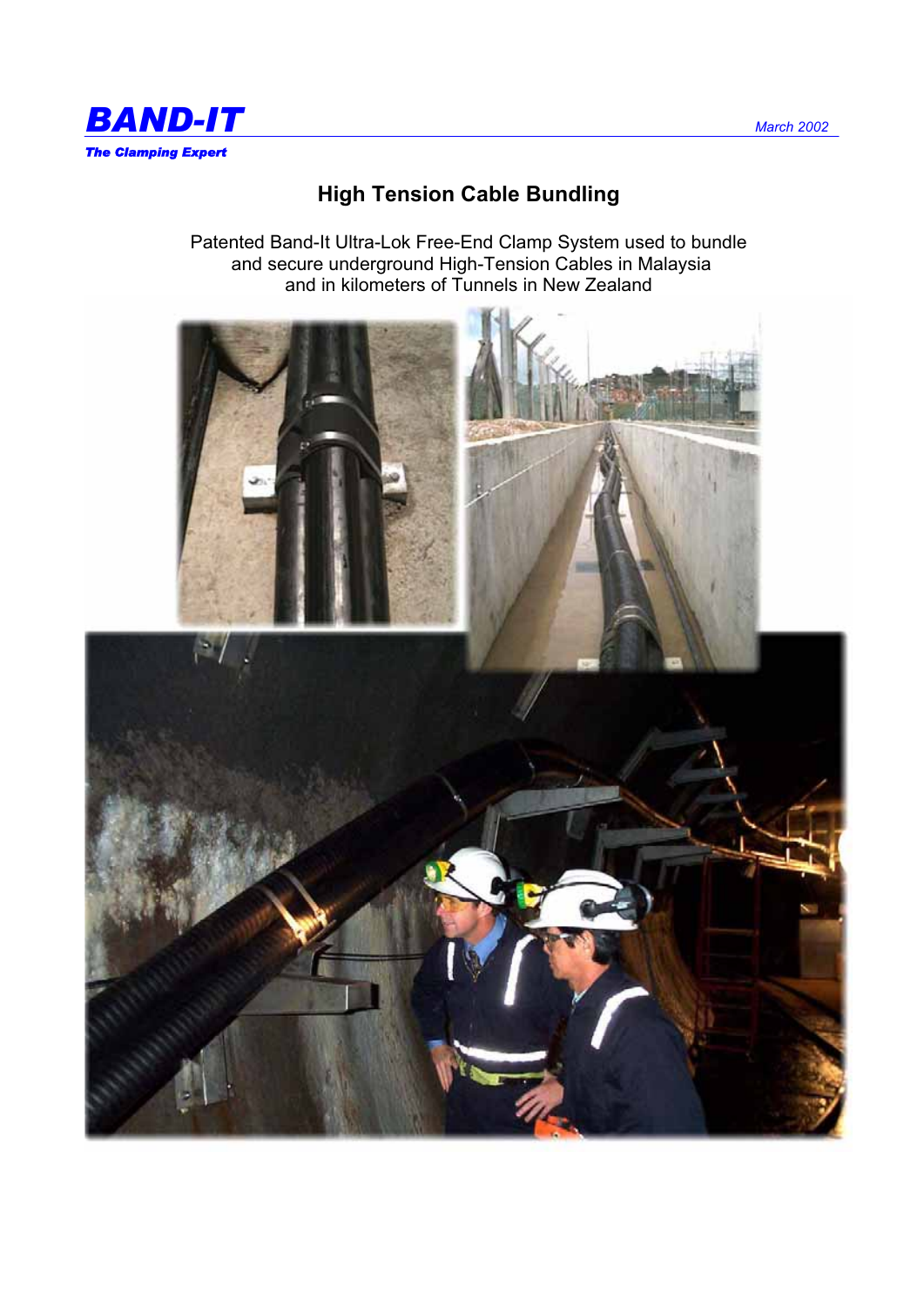**BAND-IT**

*The Clamping Expert*

*March 2002*

## High Tension Cable Bundling

Patented Band-It Ultra-Lok Free-End Clamp System used to bundle and secure underground High-Tension Cables in Malaysia and in kilometers of Tunnels in New Zealand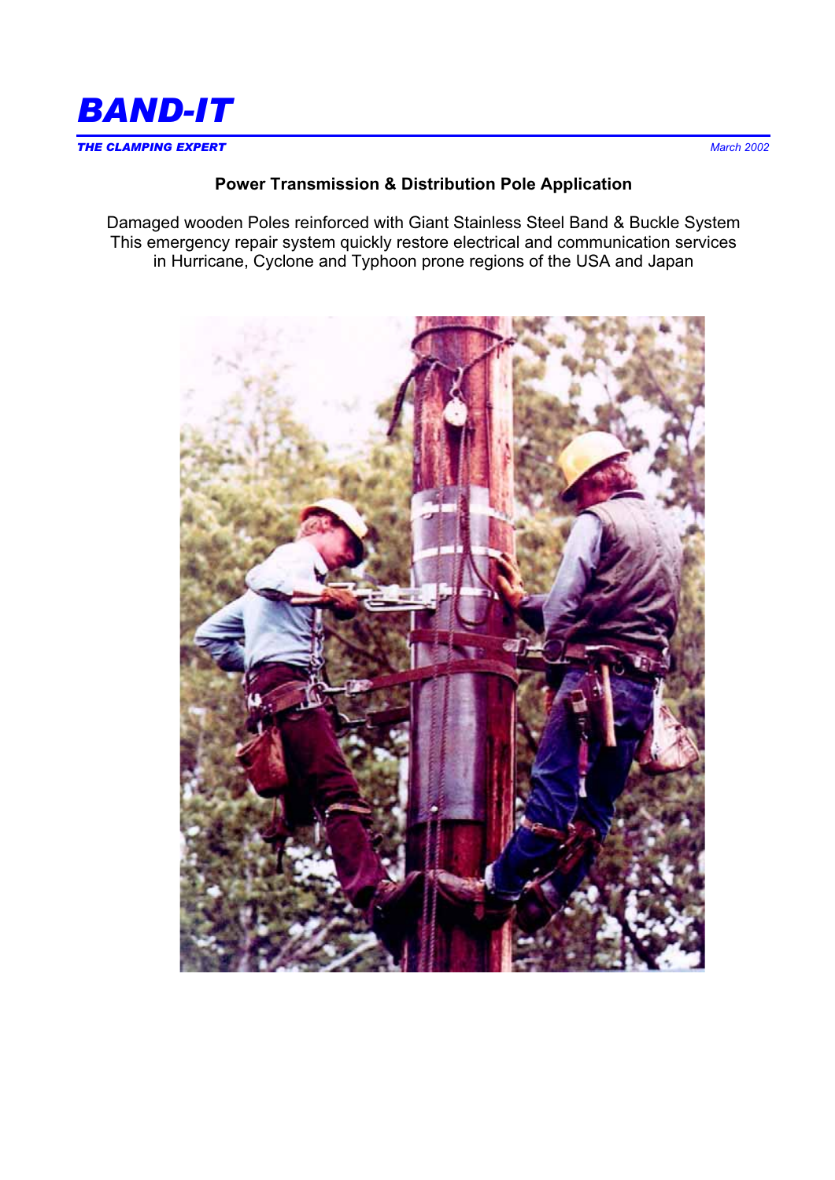**Power Transmission & Distribution Pole Application**

Damaged wooden Poles reinforced with Giant Stainless Steel Band & Buckle System
This emergency repair system quickly restore electrical and communication services in Hurricane, Cyclone and Typhoon prone regions of the USA and Japan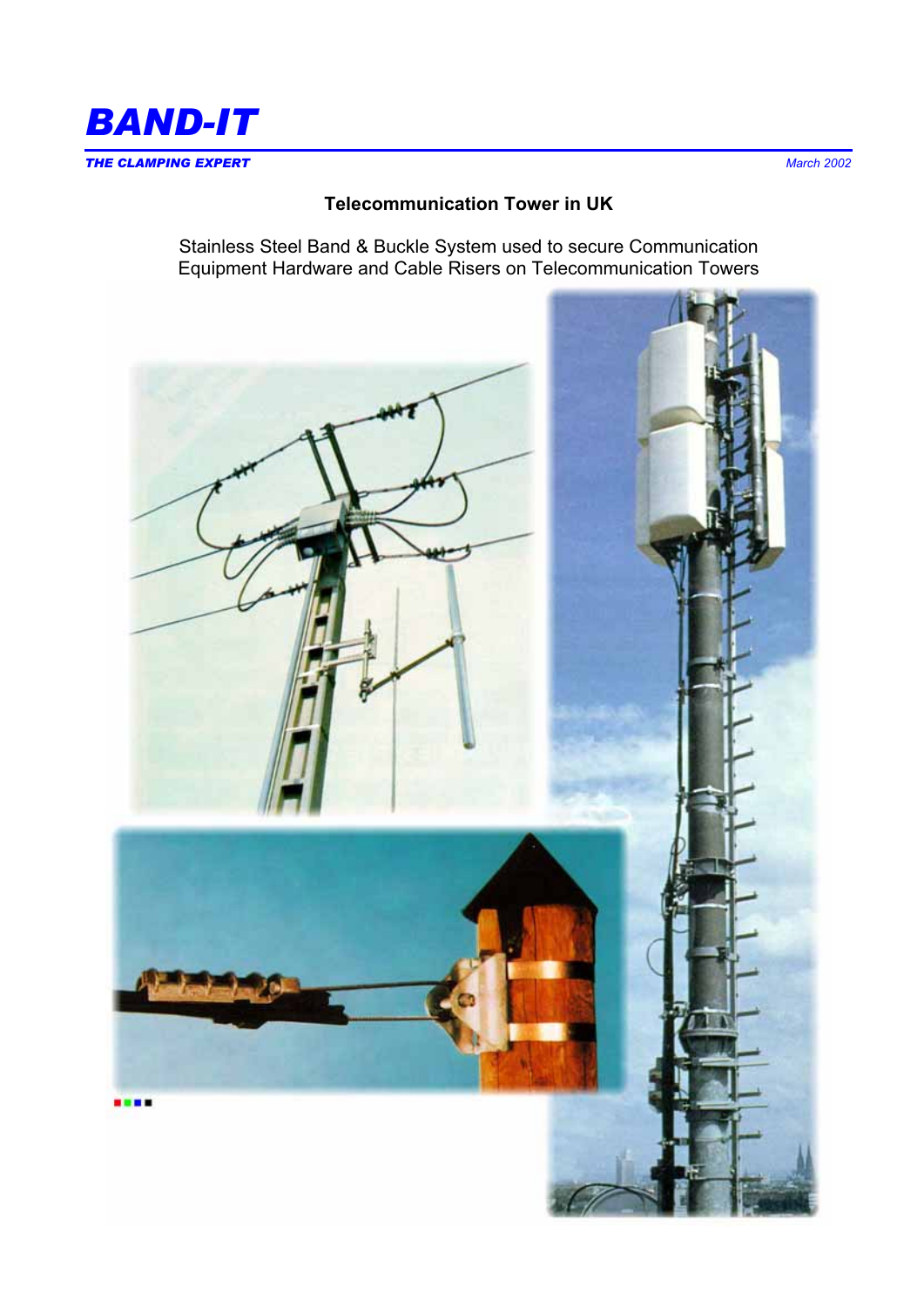# BAND-IT

***THE CLAMPING EXPERT*** *March 2002*

**Telecommunication Tower in UK**

Stainless Steel Band & Buckle System used to secure Communication Equipment Hardware and Cable Risers on Telecommunication Towers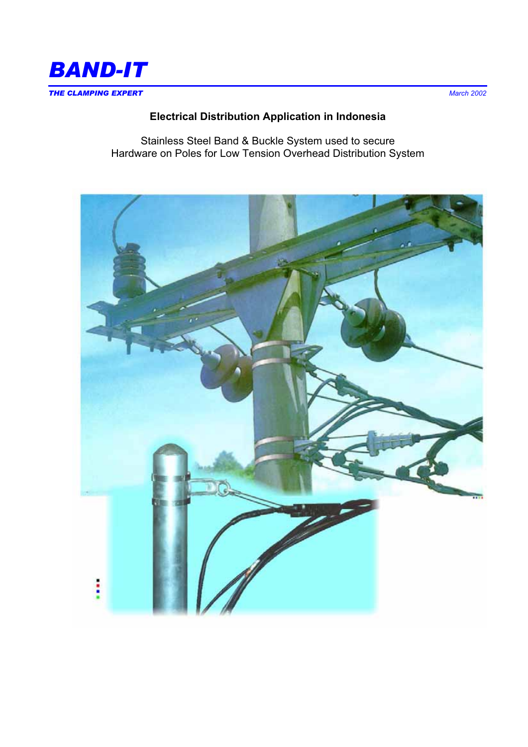# BAND-IT

***THE CLAMPING EXPERT***

*March 2002*

**Electrical Distribution Application in Indonesia**

Stainless Steel Band & Buckle System used to secure
Hardware on Poles for Low Tension Overhead Distribution System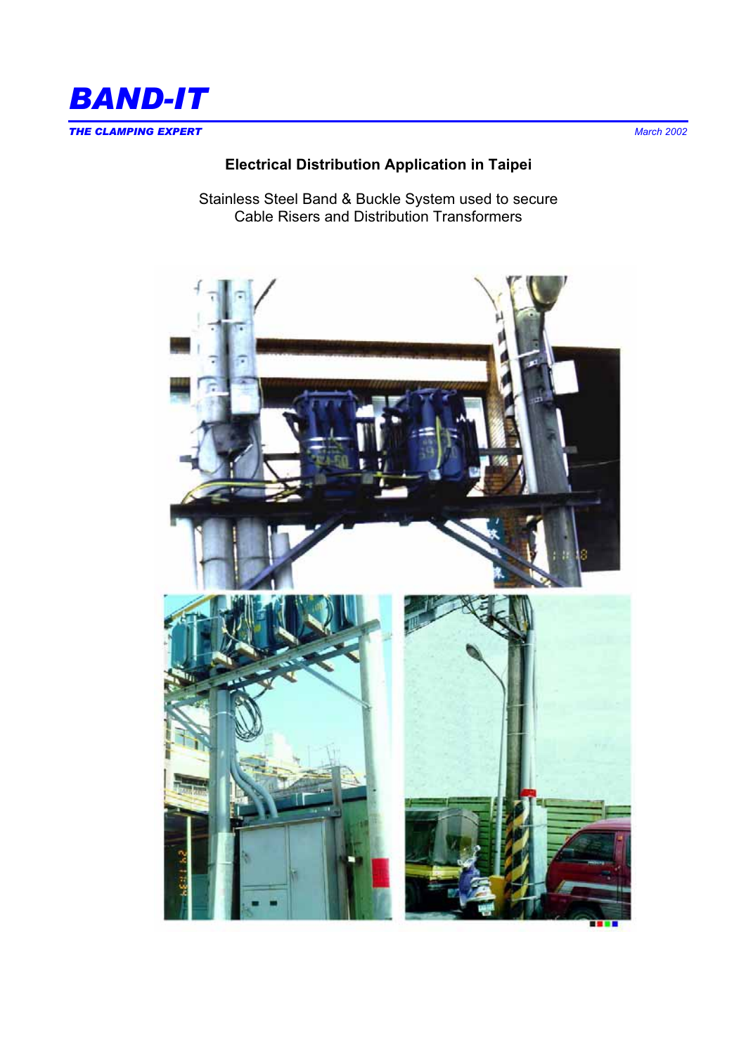# BAND-IT

***THE CLAMPING EXPERT*** *March 2002*

## Electrical Distribution Application in Taipei

Stainless Steel Band & Buckle System used to secure
Cable Risers and Distribution Transformers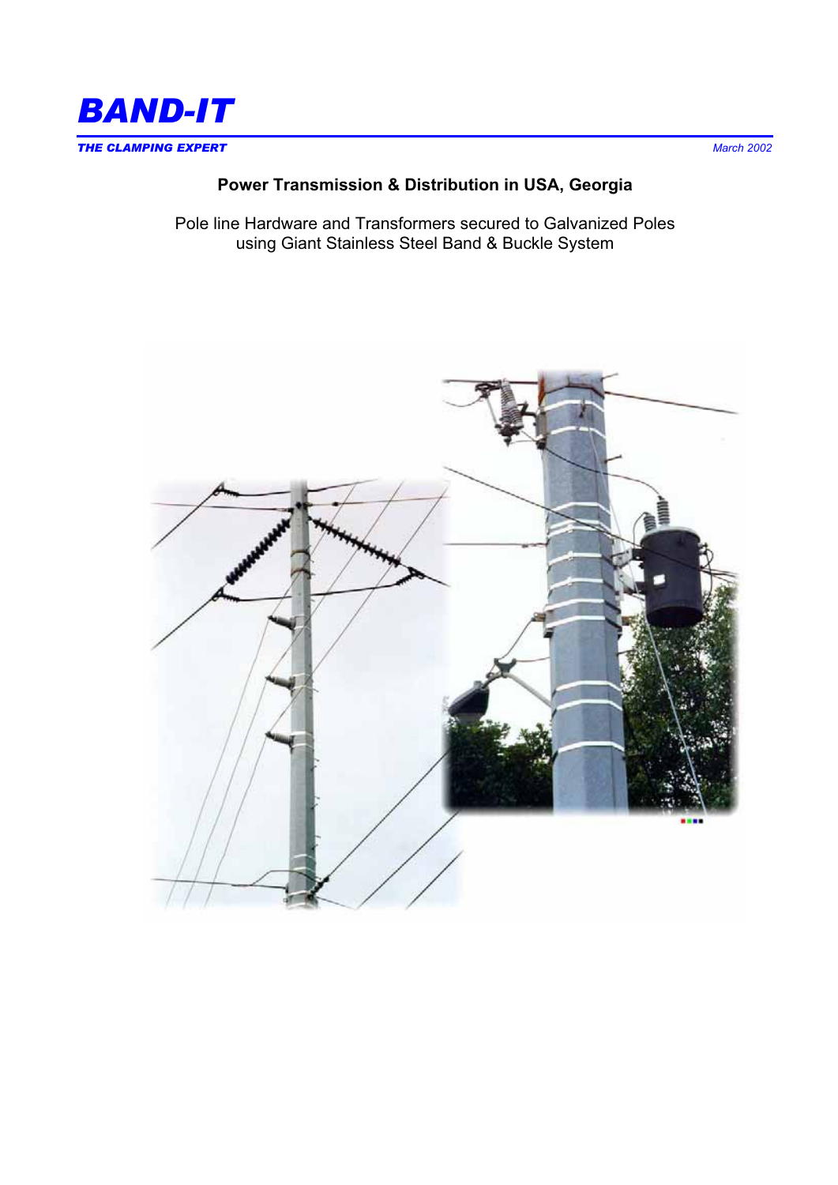# BAND-IT

***THE CLAMPING EXPERT*** *March 2002*

**Power Transmission & Distribution in USA, Georgia**

Pole line Hardware and Transformers secured to Galvanized Poles using Giant Stainless Steel Band & Buckle System